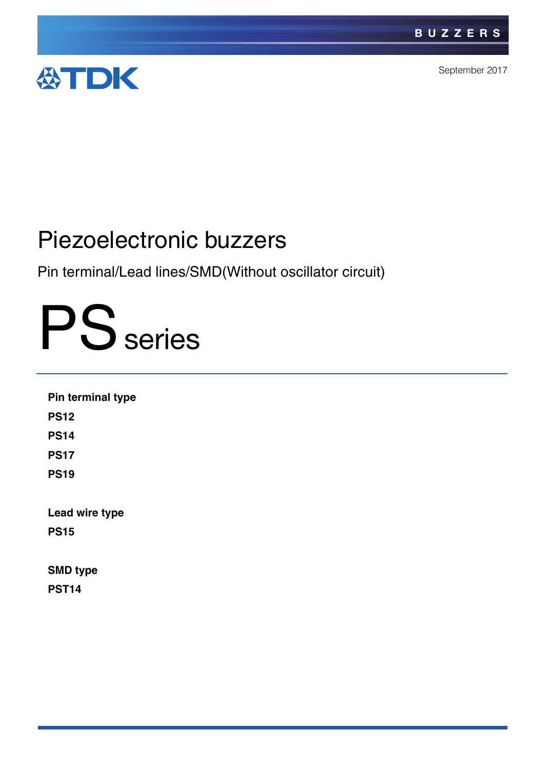BUZZERS

TDK

September 2017

# Piezoelectronic buzzers

Pin terminal/Lead lines/SMD(Without oscillator circuit)

# PS series

**Pin terminal type**

**PS12**

**PS14**

**PS17**

**PS19**

**Lead wire type**

**PS15**

**SMD type**

**PST14**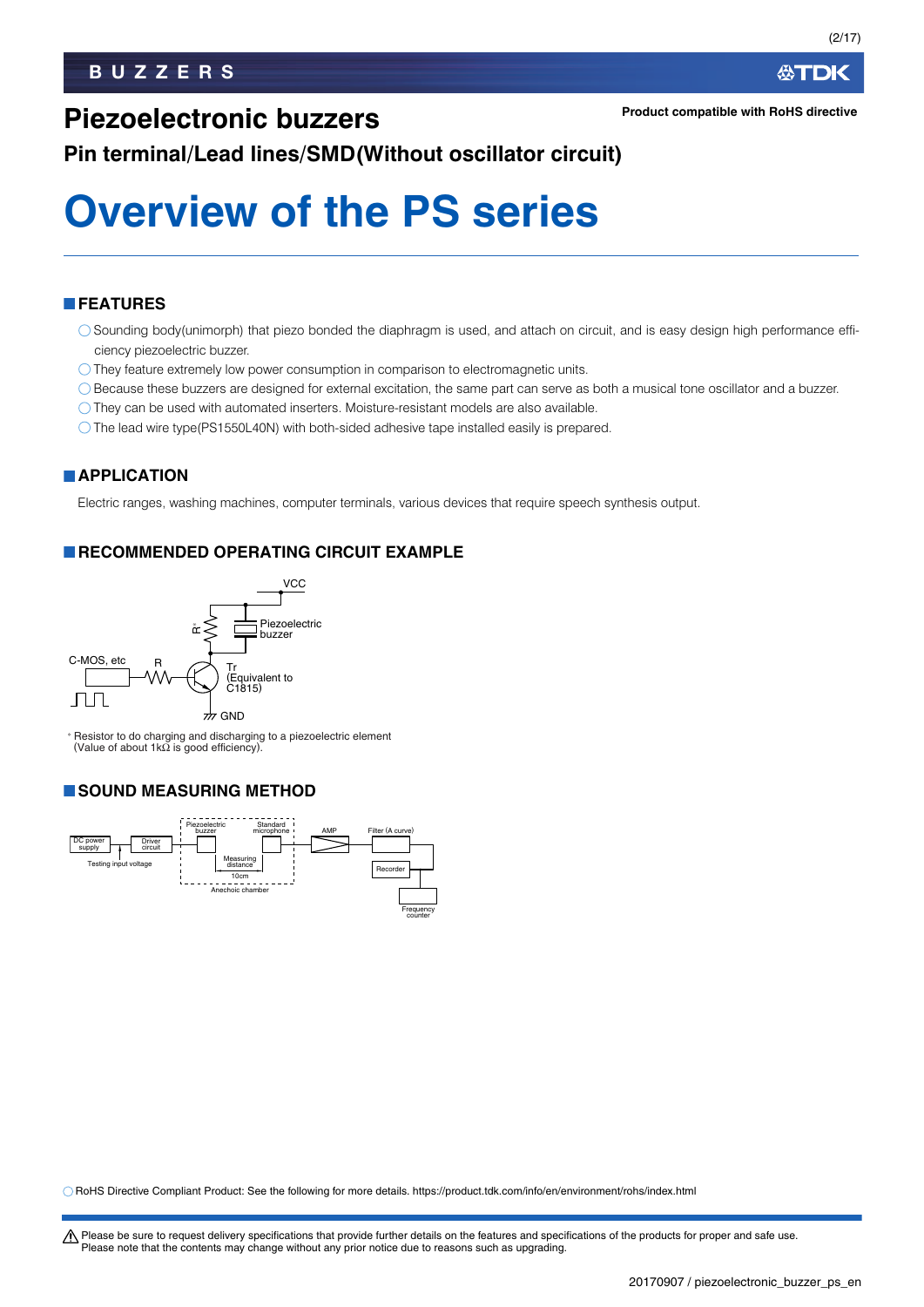# Piezoelectronic buzzers

Product compatible with RoHS directive

## Pin terminal/Lead lines/SMD(Without oscillator circuit)

# Overview of the PS series

## FEATURES

- ◯ Sounding body(unimorph) that piezo bonded the diaphragm is used, and attach on circuit, and is easy design high performance efficiency piezoelectric buzzer.
- ◯ They feature extremely low power consumption in comparison to electromagnetic units.
- ◯ Because these buzzers are designed for external excitation, the same part can serve as both a musical tone oscillator and a buzzer.
- ◯ They can be used with automated inserters. Moisture-resistant models are also available.
- ◯ The lead wire type(PS1550L40N) with both-sided adhesive tape installed easily is prepared.

## APPLICATION

Electric ranges, washing machines, computer terminals, various devices that require speech synthesis output.

## RECOMMENDED OPERATING CIRCUIT EXAMPLE

VCC

R*

Piezoelectric buzzer

C-MOS, etc

R

Tr (Equivalent to C1815)

GND

* Resistor to do charging and discharging to a piezoelectric element (Value of about 1kΩ is good efficiency).

## SOUND MEASURING METHOD

DC power supply — Driver circuit — Testing input voltage

Piezoelectric buzzer — Standard microphone — Measuring distance 10cm — Anechoic chamber

AMP — Filter (A curve) — Recorder — Frequency counter

◯ RoHS Directive Compliant Product: See the following for more details. https://product.tdk.com/info/en/environment/rohs/index.html

⚠ Please be sure to request delivery specifications that provide further details on the features and specifications of the products for proper and safe use. Please note that the contents may change without any prior notice due to reasons such as upgrading.

20170907 / piezoelectronic_buzzer_ps_en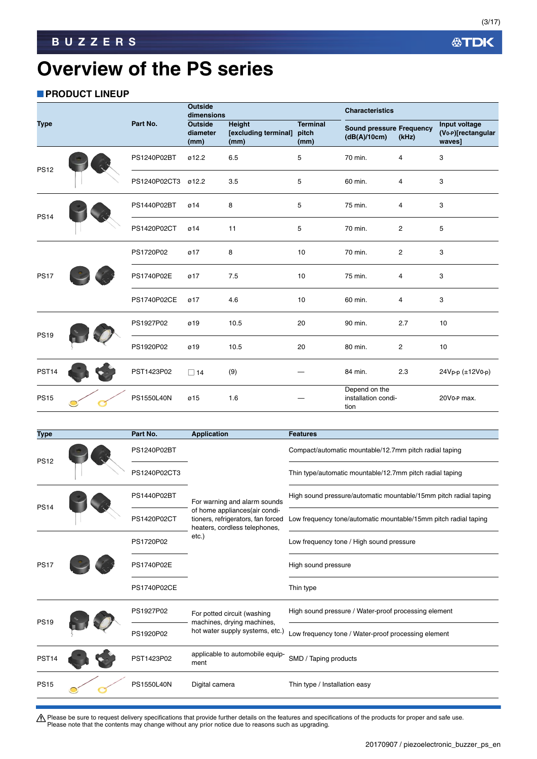# Overview of the PS series

## PRODUCT LINEUP

| Type | Part No. | Outside dimensions | | | Characteristics | | |
|---|---|---|---|---|---|---|---|
| | | Outside diameter (mm) | Height [excluding terminal] (mm) | Terminal pitch (mm) | Sound pressure (dB(A)/10cm) | Frequency (kHz) | Input voltage ($V_{0-P}$)[rectangular waves] |
| PS12 | PS1240P02BT | ø12.2 | 6.5 | 5 | 70 min. | 4 | 3 |
| | PS1240P02CT3 | ø12.2 | 3.5 | 5 | 60 min. | 4 | 3 |
| PS14 | PS1440P02BT | ø14 | 8 | 5 | 75 min. | 4 | 3 |
| | PS1420P02CT | ø14 | 11 | 5 | 70 min. | 2 | 5 |
| PS17 | PS1720P02 | ø17 | 8 | 10 | 70 min. | 2 | 3 |
| | PS1740P02E | ø17 | 7.5 | 10 | 75 min. | 4 | 3 |
| | PS1740P02CE | ø17 | 4.6 | 10 | 60 min. | 4 | 3 |
| PS19 | PS1927P02 | ø19 | 10.5 | 20 | 90 min. | 2.7 | 10 |
| | PS1920P02 | ø19 | 10.5 | 20 | 80 min. | 2 | 10 |
| PST14 | PST1423P02 | □14 | (9) | — | 84 min. | 2.3 | $24V_{p-p}$ ($\pm 12V_{0-p}$) |
| PS15 | PS1550L40N | ø15 | 1.6 | — | Depend on the installation condition | | $20V_{0-P}$ max. |

| Type | Part No. | Application | Features |
|---|---|---|---|
| PS12 | PS1240P02BT | For warning and alarm sounds of home appliances(air conditioners, refrigerators, fan forced heaters, cordless telephones, etc.) | Compact/automatic mountable/12.7mm pitch radial taping |
| | PS1240P02CT3 | | Thin type/automatic mountable/12.7mm pitch radial taping |
| PS14 | PS1440P02BT | | High sound pressure/automatic mountable/15mm pitch radial taping |
| | PS1420P02CT | | Low frequency tone/automatic mountable/15mm pitch radial taping |
| PS17 | PS1720P02 | | Low frequency tone / High sound pressure |
| | PS1740P02E | | High sound pressure |
| | PS1740P02CE | | Thin type |
| PS19 | PS1927P02 | For potted circuit (washing machines, drying machines, hot water supply systems, etc.) | High sound pressure / Water-proof processing element |
| | PS1920P02 | | Low frequency tone / Water-proof processing element |
| PST14 | PST1423P02 | applicable to automobile equipment | SMD / Taping products |
| PS15 | PS1550L40N | Digital camera | Thin type / Installation easy |

⚠ Please be sure to request delivery specifications that provide further details on the features and specifications of the products for proper and safe use.
Please note that the contents may change without any prior notice due to reasons such as upgrading.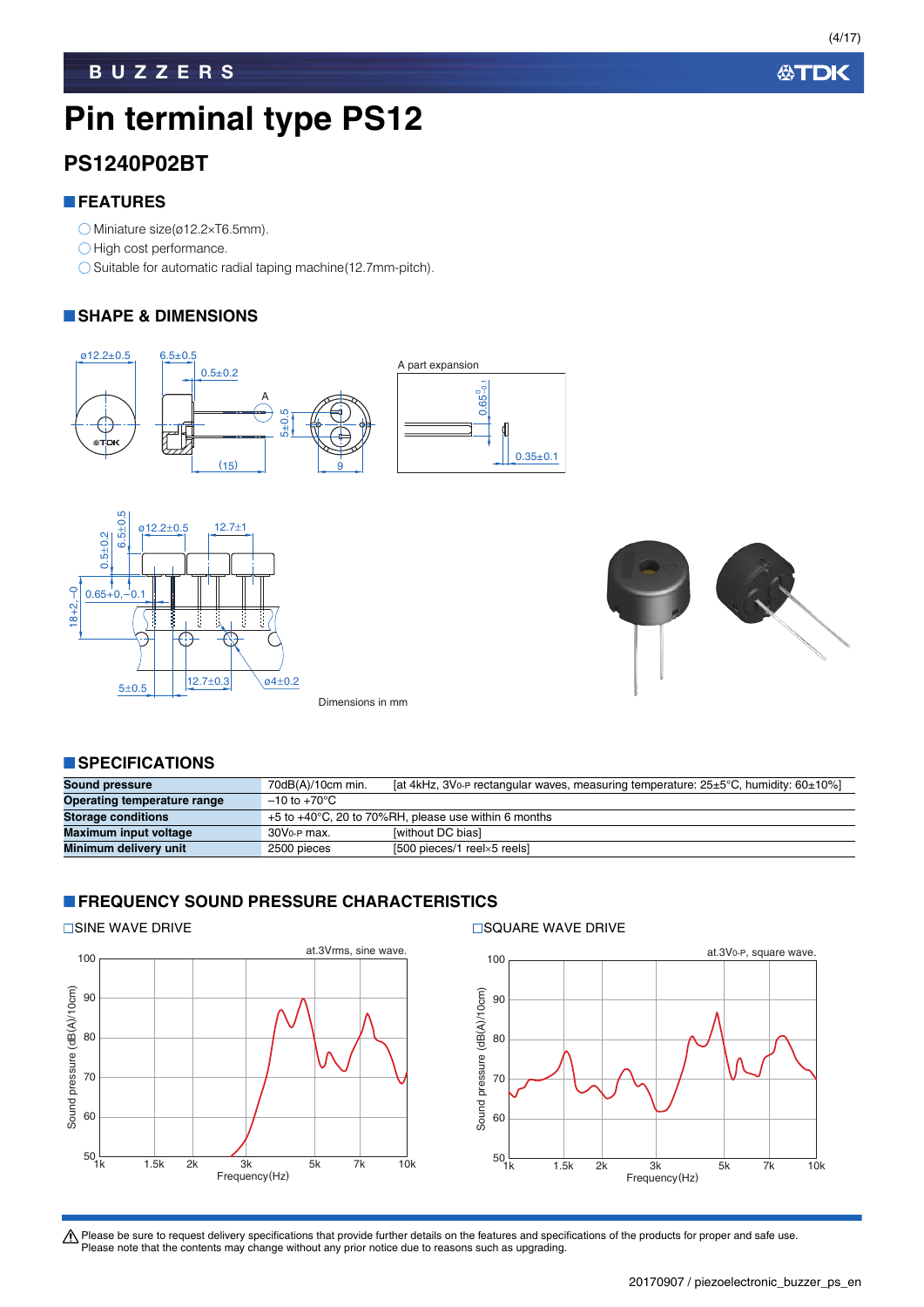# Pin terminal type PS12

## PS1240P02BT

### FEATURES

- ○ Miniature size(ø12.2×T6.5mm).
- ○ High cost performance.
- ○ Suitable for automatic radial taping machine(12.7mm-pitch).

### SHAPE & DIMENSIONS

Dimensions in mm

### SPECIFICATIONS

| | | |
|---|---|---|
| **Sound pressure** | 70dB(A)/10cm min. | [at 4kHz, 3V0-P rectangular waves, measuring temperature: 25±5°C, humidity: 60±10%] |
| **Operating temperature range** | –10 to +70°C | |
| **Storage conditions** | +5 to +40°C, 20 to 70%RH, please use within 6 months | |
| **Maximum input voltage** | 30V0-P max. | [without DC bias] |
| **Minimum delivery unit** | 2500 pieces | [500 pieces/1 reel×5 reels] |

### FREQUENCY SOUND PRESSURE CHARACTERISTICS

□SINE WAVE DRIVE

□SQUARE WAVE DRIVE

⚠ Please be sure to request delivery specifications that provide further details on the features and specifications of the products for proper and safe use.
Please note that the contents may change without any prior notice due to reasons such as upgrading.

20170907 / piezoelectronic_buzzer_ps_en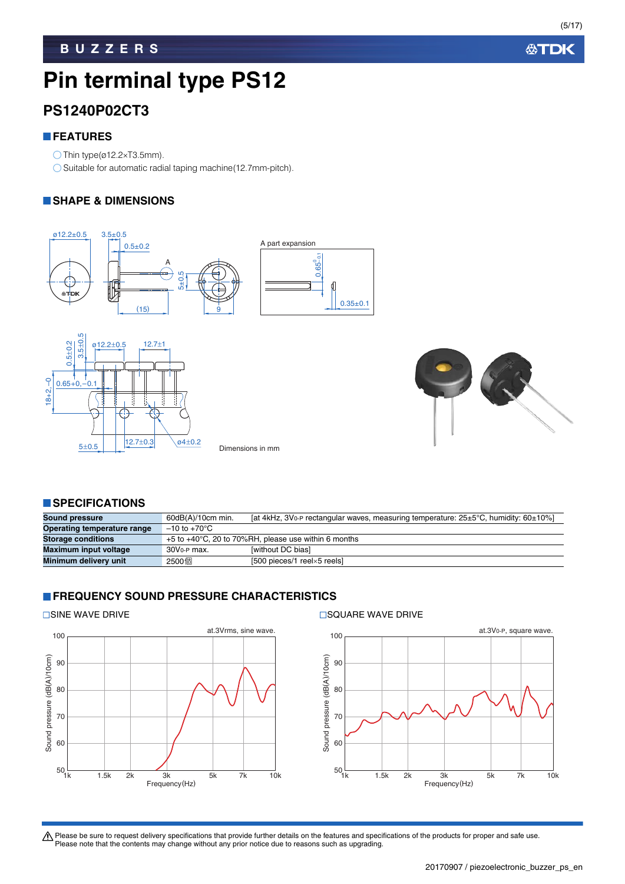# Pin terminal type PS12

## PS1240P02CT3

### FEATURES

- ○ Thin type(ø12.2×T3.5mm).
- ○ Suitable for automatic radial taping machine(12.7mm-pitch).

### SHAPE & DIMENSIONS

Dimensions in mm

### SPECIFICATIONS

| | | |
|---|---|---|
| **Sound pressure** | 60dB(A)/10cm min. | [at 4kHz, 3V0-P rectangular waves, measuring temperature: 25±5°C, humidity: 60±10%] |
| **Operating temperature range** | –10 to +70°C | |
| **Storage conditions** | +5 to +40°C, 20 to 70%RH, please use within 6 months | |
| **Maximum input voltage** | 30V0-P max. | [without DC bias] |
| **Minimum delivery unit** | 2500個 | [500 pieces/1 reel×5 reels] |

### FREQUENCY SOUND PRESSURE CHARACTERISTICS

□SINE WAVE DRIVE

□SQUARE WAVE DRIVE

⚠ Please be sure to request delivery specifications that provide further details on the features and specifications of the products for proper and safe use.
Please note that the contents may change without any prior notice due to reasons such as upgrading.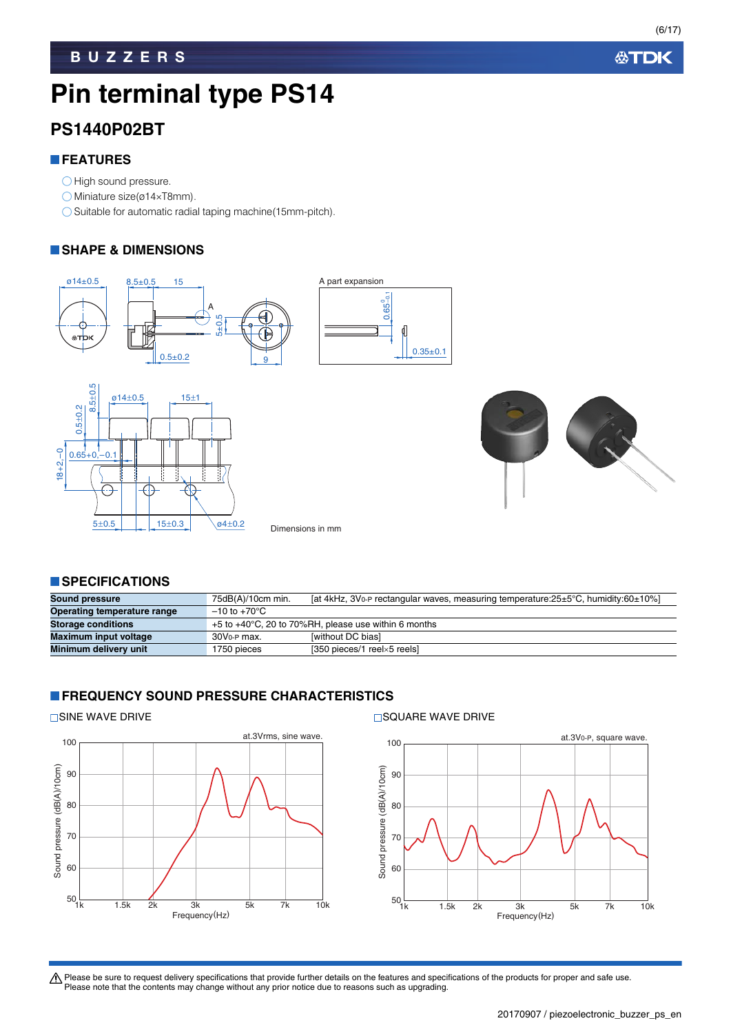# Pin terminal type PS14

## PS1440P02BT

### FEATURES

- High sound pressure.
- Miniature size(ø14×T8mm).
- Suitable for automatic radial taping machine(15mm-pitch).

### SHAPE & DIMENSIONS

Dimensions in mm

### SPECIFICATIONS

| | | |
|---|---|---|
| **Sound pressure** | 75dB(A)/10cm min. | [at 4kHz, 3V0-P rectangular waves, measuring temperature:25±5°C, humidity:60±10%] |
| **Operating temperature range** | –10 to +70°C | |
| **Storage conditions** | +5 to +40°C, 20 to 70%RH, please use within 6 months | |
| **Maximum input voltage** | 30V0-P max. | [without DC bias] |
| **Minimum delivery unit** | 1750 pieces | [350 pieces/1 reel×5 reels] |

### FREQUENCY SOUND PRESSURE CHARACTERISTICS

SINE WAVE DRIVE

SQUARE WAVE DRIVE

⚠ Please be sure to request delivery specifications that provide further details on the features and specifications of the products for proper and safe use.
Please note that the contents may change without any prior notice due to reasons such as upgrading.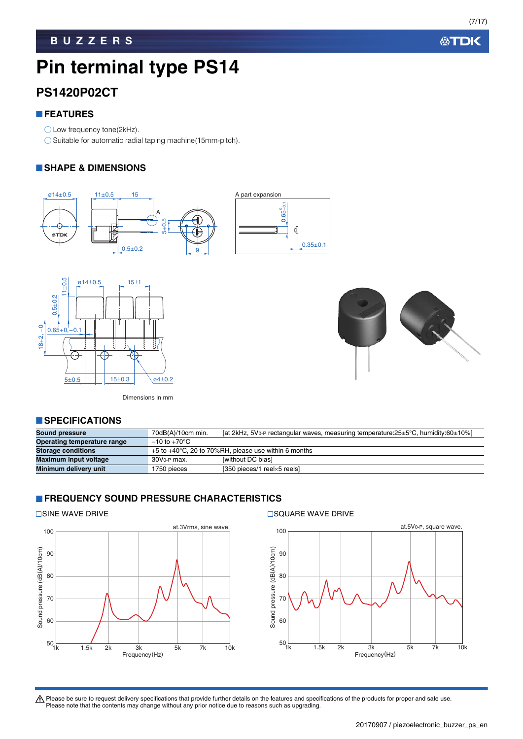# Pin terminal type PS14

## PS1420P02CT

### FEATURES

- Low frequency tone(2kHz).
- Suitable for automatic radial taping machine(15mm-pitch).

### SHAPE & DIMENSIONS

Dimensions in mm

### SPECIFICATIONS

| | | |
|---|---|---|
| Sound pressure | 70dB(A)/10cm min. | [at 2kHz, $5V_{0-P}$ rectangular waves, measuring temperature:25±5°C, humidity:60±10%] |
| Operating temperature range | –10 to +70°C | |
| Storage conditions | +5 to +40°C, 20 to 70%RH, please use within 6 months | |
| Maximum input voltage | $30V_{0-P}$ max. | [without DC bias] |
| Minimum delivery unit | 1750 pieces | [350 pieces/1 reel×5 reels] |

### FREQUENCY SOUND PRESSURE CHARACTERISTICS

SINE WAVE DRIVE

at.3Vrms, sine wave.

SQUARE WAVE DRIVE

at.$5V_{0-P}$, square wave.

⚠ Please be sure to request delivery specifications that provide further details on the features and specifications of the products for proper and safe use.
Please note that the contents may change without any prior notice due to reasons such as upgrading.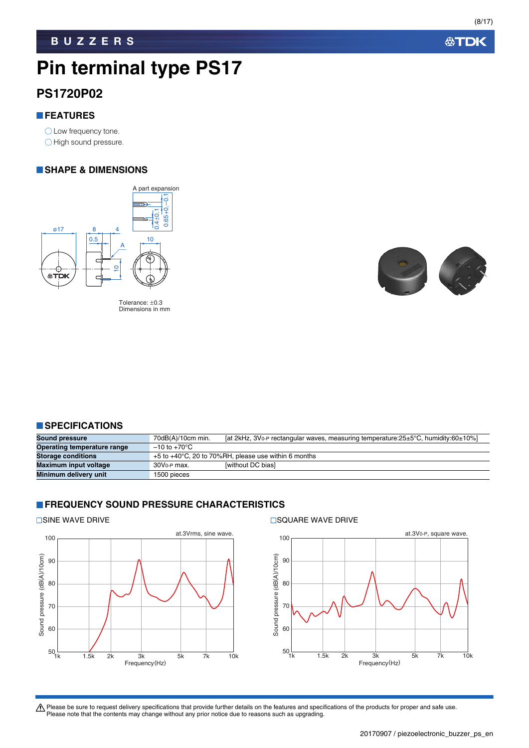# Pin terminal type PS17

## PS1720P02

### FEATURES

- Low frequency tone.
- High sound pressure.

### SHAPE & DIMENSIONS

A part expansion

0.4±0.1 0.65+0,−0.1

ø17 8 4 0.5 A 10 10

Tolerance: ±0.3
Dimensions in mm

### SPECIFICATIONS

| | | |
|---|---|---|
| **Sound pressure** | 70dB(A)/10cm min. | [at 2kHz, 3V0-P rectangular waves, measuring temperature:25±5°C, humidity:60±10%] |
| **Operating temperature range** | –10 to +70°C | |
| **Storage conditions** | +5 to +40°C, 20 to 70%RH, please use within 6 months | |
| **Maximum input voltage** | 30V0-P max. | [without DC bias] |
| **Minimum delivery unit** | 1500 pieces | |

### FREQUENCY SOUND PRESSURE CHARACTERISTICS

SINE WAVE DRIVE

at.3Vrms, sine wave.

Sound pressure (dB(A)/10cm) vs Frequency(Hz)

SQUARE WAVE DRIVE

at.3V0-P, square wave.

Sound pressure (dB(A)/10cm) vs Frequency(Hz)

⚠ Please be sure to request delivery specifications that provide further details on the features and specifications of the products for proper and safe use.
Please note that the contents may change without any prior notice due to reasons such as upgrading.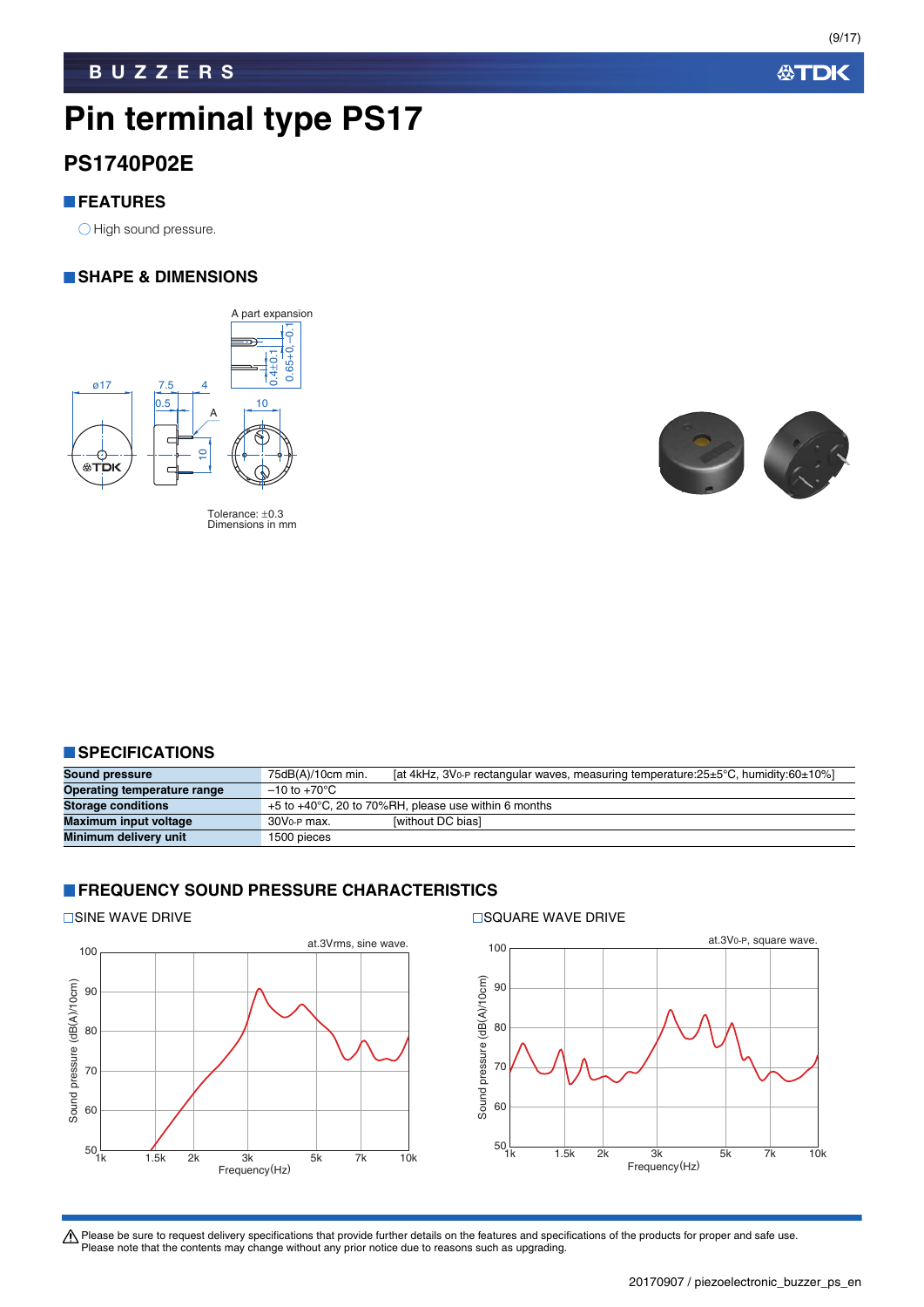# Pin terminal type PS17

## PS1740P02E

### FEATURES

- High sound pressure.

### SHAPE & DIMENSIONS

Tolerance: ±0.3
Dimensions in mm

### SPECIFICATIONS

| | | |
|---|---|---|
| **Sound pressure** | 75dB(A)/10cm min. | [at 4kHz, $3V_{0-P}$ rectangular waves, measuring temperature:25±5°C, humidity:60±10%] |
| **Operating temperature range** | –10 to +70°C | |
| **Storage conditions** | +5 to +40°C, 20 to 70%RH, please use within 6 months | |
| **Maximum input voltage** | $30V_{0-P}$ max. | [without DC bias] |
| **Minimum delivery unit** | 1500 pieces | |

### FREQUENCY SOUND PRESSURE CHARACTERISTICS

SINE WAVE DRIVE

SQUARE WAVE DRIVE

⚠ Please be sure to request delivery specifications that provide further details on the features and specifications of the products for proper and safe use.
Please note that the contents may change without any prior notice due to reasons such as upgrading.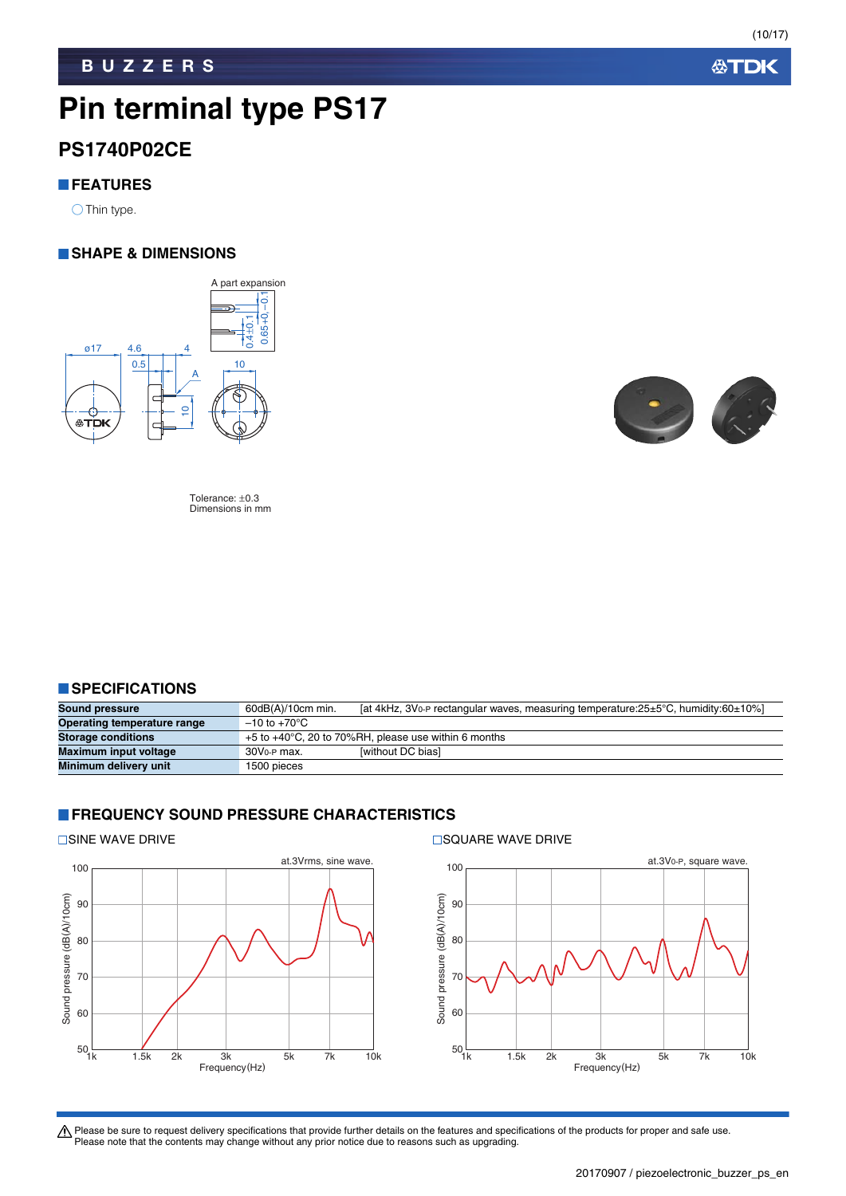# Pin terminal type PS17

## PS1740P02CE

### FEATURES

- Thin type.

### SHAPE & DIMENSIONS

A part expansion

Tolerance: ±0.3
Dimensions in mm

### SPECIFICATIONS

| | | |
|---|---|---|
| **Sound pressure** | 60dB(A)/10cm min. | [at 4kHz, $3V_{0-P}$ rectangular waves, measuring temperature:25±5°C, humidity:60±10%] |
| **Operating temperature range** | –10 to +70°C | |
| **Storage conditions** | +5 to +40°C, 20 to 70%RH, please use within 6 months | |
| **Maximum input voltage** | $30V_{0-P}$ max. | [without DC bias] |
| **Minimum delivery unit** | 1500 pieces | |

### FREQUENCY SOUND PRESSURE CHARACTERISTICS

SINE WAVE DRIVE

at.3Vrms, sine wave.

SQUARE WAVE DRIVE

at.$3V_{0-P}$, square wave.

⚠ Please be sure to request delivery specifications that provide further details on the features and specifications of the products for proper and safe use.
Please note that the contents may change without any prior notice due to reasons such as upgrading.

20170907 / piezoelectronic_buzzer_ps_en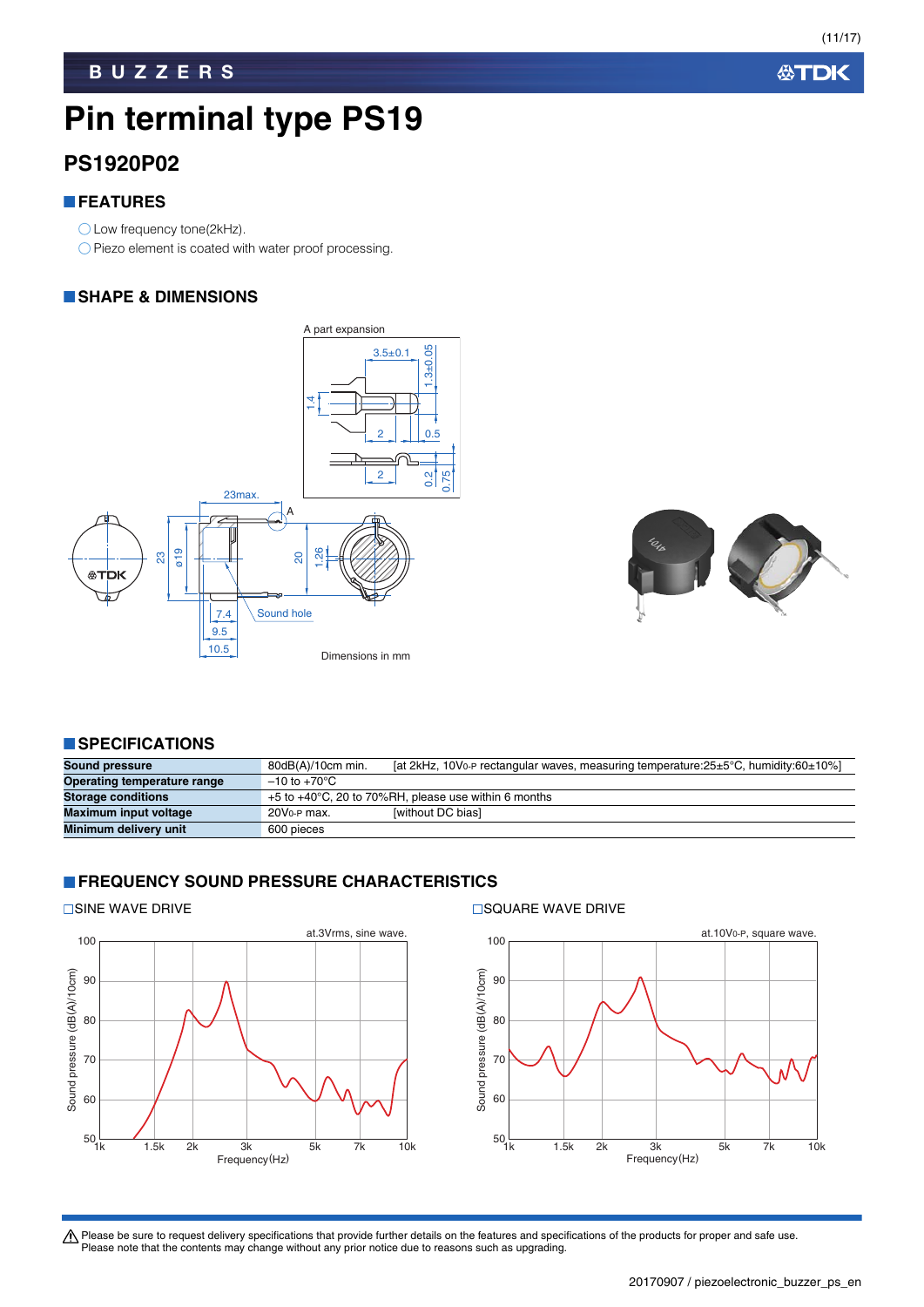# Pin terminal type PS19

## PS1920P02

### FEATURES

- Low frequency tone(2kHz).
- Piezo element is coated with water proof processing.

### SHAPE & DIMENSIONS

Dimensions in mm

### SPECIFICATIONS

| | | |
|---|---|---|
| **Sound pressure** | 80dB(A)/10cm min. | [at 2kHz, 10$V_{0\text{-}P}$ rectangular waves, measuring temperature:25±5°C, humidity:60±10%] |
| **Operating temperature range** | –10 to +70°C | |
| **Storage conditions** | +5 to +40°C, 20 to 70%RH, please use within 6 months | |
| **Maximum input voltage** | 20$V_{0\text{-}P}$ max. | [without DC bias] |
| **Minimum delivery unit** | 600 pieces | |

### FREQUENCY SOUND PRESSURE CHARACTERISTICS

SINE WAVE DRIVE

SQUARE WAVE DRIVE

⚠ Please be sure to request delivery specifications that provide further details on the features and specifications of the products for proper and safe use.
Please note that the contents may change without any prior notice due to reasons such as upgrading.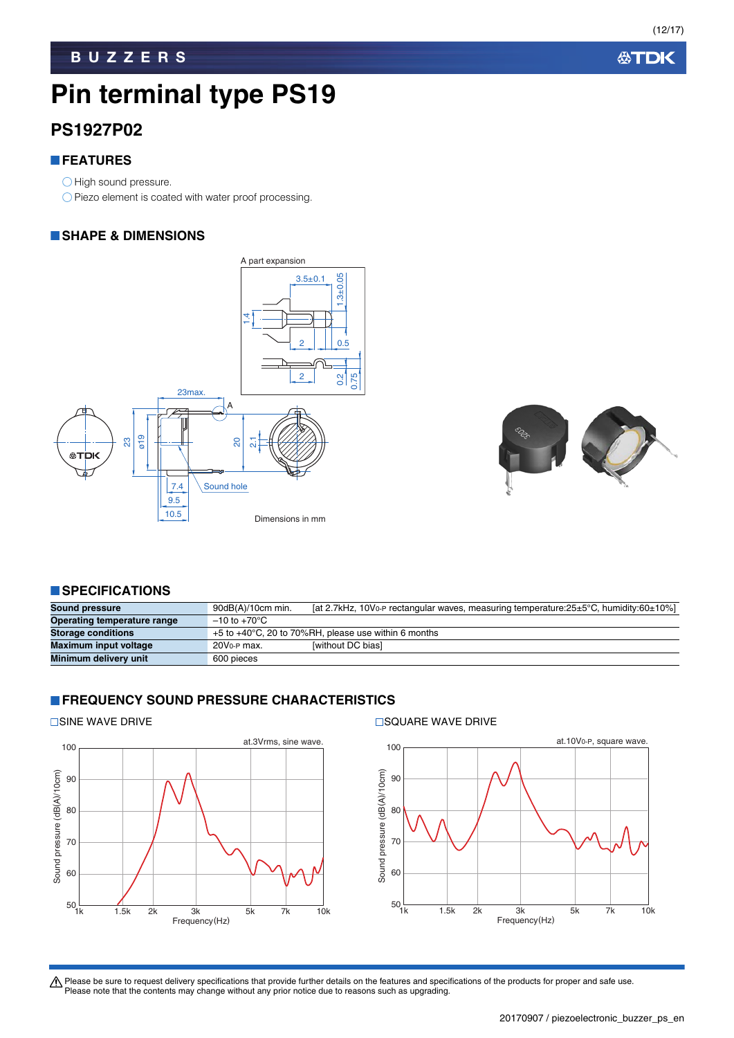# Pin terminal type PS19

## PS1927P02

### FEATURES

- ◯High sound pressure.
- ◯Piezo element is coated with water proof processing.

### SHAPE & DIMENSIONS

A part expansion

Dimensions in mm

### SPECIFICATIONS

| | | |
|---|---|---|
| **Sound pressure** | 90dB(A)/10cm min. | [at 2.7kHz, $10V_{0\text{-}P}$ rectangular waves, measuring temperature:25±5°C, humidity:60±10%] |
| **Operating temperature range** | –10 to +70°C | |
| **Storage conditions** | +5 to +40°C, 20 to 70%RH, please use within 6 months | |
| **Maximum input voltage** | $20V_{0\text{-}P}$ max. | [without DC bias] |
| **Minimum delivery unit** | 600 pieces | |

### FREQUENCY SOUND PRESSURE CHARACTERISTICS

☐SINE WAVE DRIVE

☐SQUARE WAVE DRIVE

⚠ Please be sure to request delivery specifications that provide further details on the features and specifications of the products for proper and safe use.
Please note that the contents may change without any prior notice due to reasons such as upgrading.

20170907 / piezoelectronic_buzzer_ps_en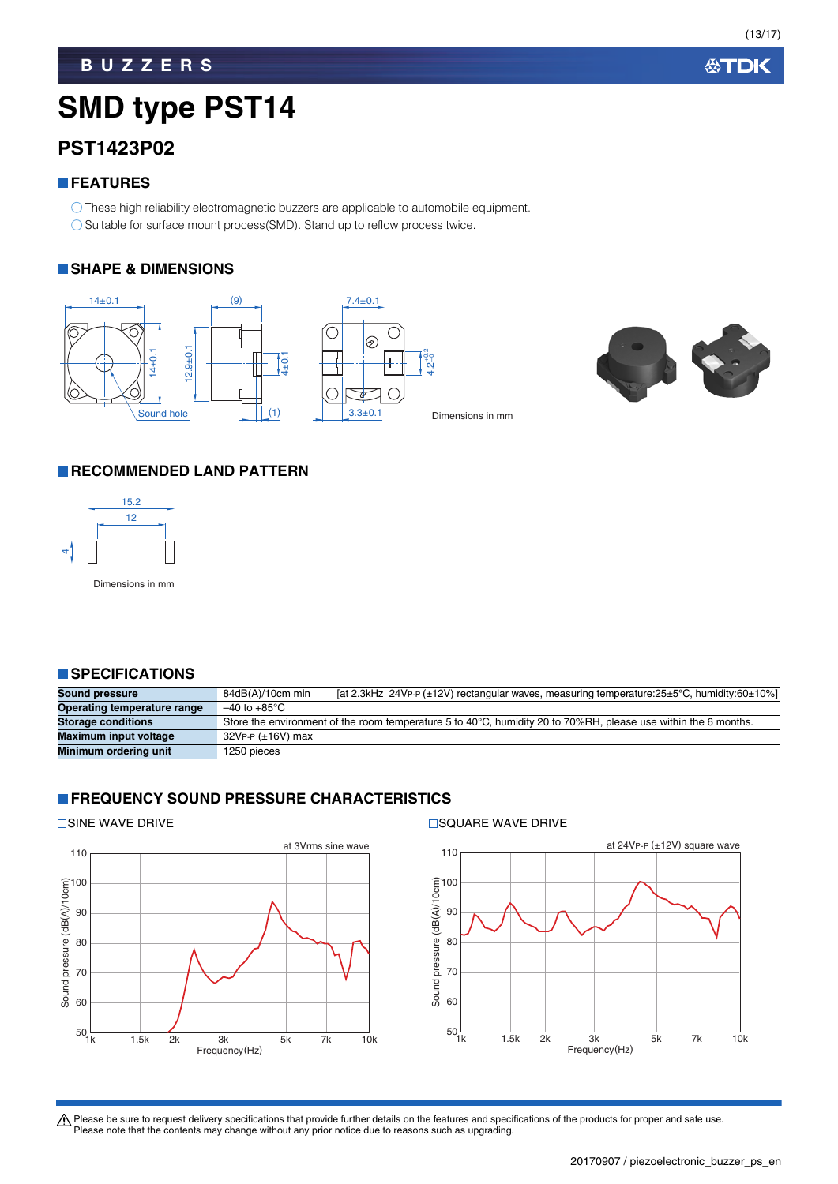# SMD type PST14

## PST1423P02

### FEATURES

- These high reliability electromagnetic buzzers are applicable to automobile equipment.
- Suitable for surface mount process(SMD). Stand up to reflow process twice.

### SHAPE & DIMENSIONS

14±0.1 (9) 7.4±0.1

14±0.1 12.9±0.1 4±0.1 $4.2^{+0.2}_{-0}$

Sound hole (1) 3.3±0.1

Dimensions in mm

### RECOMMENDED LAND PATTERN

15.2

12

4

Dimensions in mm

### SPECIFICATIONS

| | | |
|---|---|---|
| **Sound pressure** | 84dB(A)/10cm min | [at 2.3kHz 24Vp-p (±12V) rectangular waves, measuring temperature:25±5°C, humidity:60±10%] |
| **Operating temperature range** | –40 to +85°C | |
| **Storage conditions** | Store the environment of the room temperature 5 to 40°C, humidity 20 to 70%RH, please use within the 6 months. | |
| **Maximum input voltage** | 32Vp-p (±16V) max | |
| **Minimum ordering unit** | 1250 pieces | |

### FREQUENCY SOUND PRESSURE CHARACTERISTICS

□SINE WAVE DRIVE

at 3Vrms sine wave

Sound pressure (dB(A)/10cm): 50–110; Frequency(Hz): 1k, 1.5k, 2k, 3k, 5k, 7k, 10k

□SQUARE WAVE DRIVE

at 24Vp-p (±12V) square wave

Sound pressure (dB(A)/10cm): 50–110; Frequency(Hz): 1k, 1.5k, 2k, 3k, 5k, 7k, 10k

⚠ Please be sure to request delivery specifications that provide further details on the features and specifications of the products for proper and safe use.
Please note that the contents may change without any prior notice due to reasons such as upgrading.

20170907 / piezoelectronic_buzzer_ps_en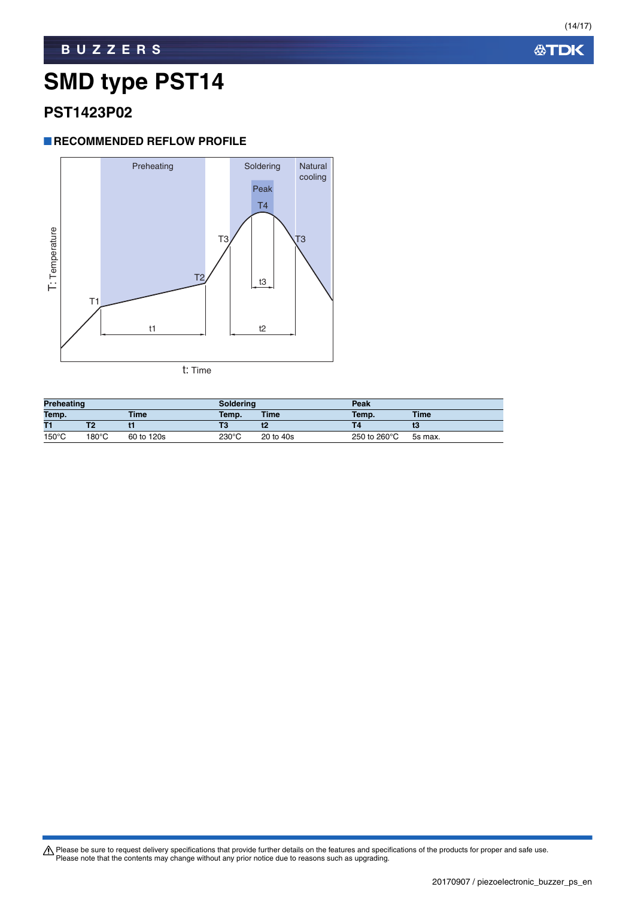# SMD type PST14

## PST1423P02

### RECOMMENDED REFLOW PROFILE

Preheating | Soldering | Natural cooling

Peak T4

T1, T2, T3, T3, t1, t2, t3

T: Temperature

t: Time

| Preheating | | | Soldering | | Peak | |
|---|---|---|---|---|---|---|
| Temp. | | Time | Temp. | Time | Temp. | Time |
| T1 | T2 | t1 | T3 | t2 | T4 | t3 |
| 150°C | 180°C | 60 to 120s | 230°C | 20 to 40s | 250 to 260°C | 5s max. |

⚠ Please be sure to request delivery specifications that provide further details on the features and specifications of the products for proper and safe use.
Please note that the contents may change without any prior notice due to reasons such as upgrading.

20170907 / piezoelectronic_buzzer_ps_en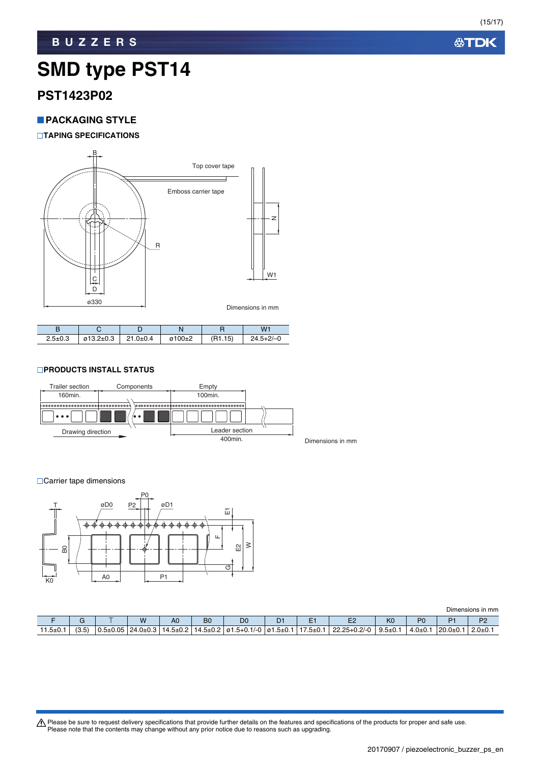# SMD type PST14

## PST1423P02

### PACKAGING STYLE

#### TAPING SPECIFICATIONS

Top cover tape

Emboss carrier tape

Dimensions in mm

| B | C | D | N | R | W1 |
|---|---|---|---|---|---|
| 2.5±0.3 | ø13.2±0.3 | 21.0±0.4 | ø100±2 | (R1.15) | 24.5+2/–0 |

#### PRODUCTS INSTALL STATUS

Trailer section 160min.

Components

Empty 100min.

Drawing direction

Leader section 400min.

Dimensions in mm

□Carrier tape dimensions

Dimensions in mm

| F | G | T | W | A0 | B0 | D0 | D1 | E1 | E2 | K0 | P0 | P1 | P2 |
|---|---|---|---|---|---|---|---|---|---|---|---|---|---|
| 11.5±0.1 | (3.5) | 0.5±0.05 | 24.0±0.3 | 14.5±0.2 | 14.5±0.2 | ø1.5+0.1/-0 | ø1.5±0.1 | 17.5±0.1 | 22.25+0.2/-0 | 9.5±0.1 | 4.0±0.1 | 20.0±0.1 | 2.0±0.1 |

⚠ Please be sure to request delivery specifications that provide further details on the features and specifications of the products for proper and safe use.
Please note that the contents may change without any prior notice due to reasons such as upgrading.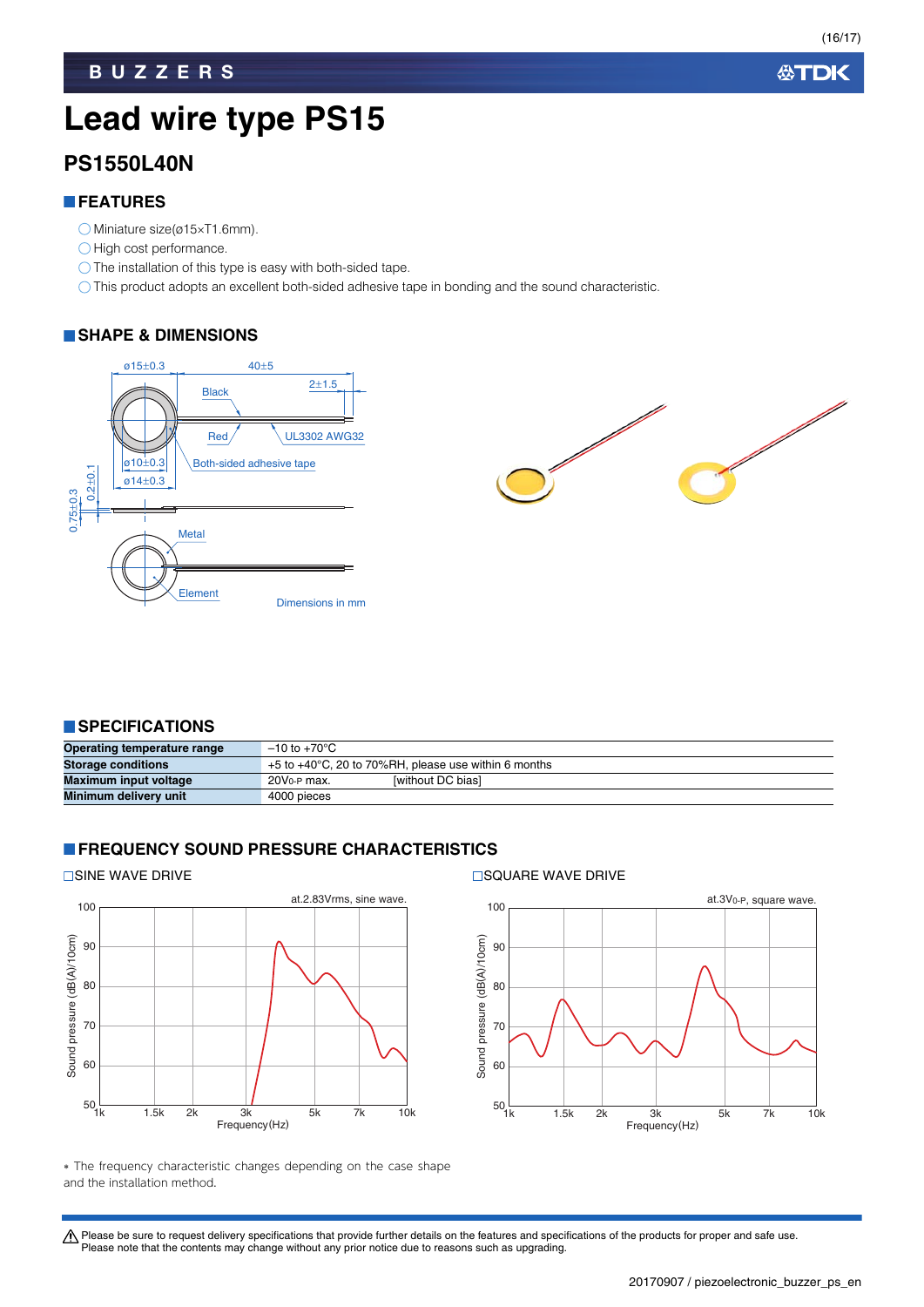# Lead wire type PS15

## PS1550L40N

### FEATURES

- Miniature size(ø15×T1.6mm).
- High cost performance.
- The installation of this type is easy with both-sided tape.
- This product adopts an excellent both-sided adhesive tape in bonding and the sound characteristic.

### SHAPE & DIMENSIONS

ø15±0.3　40±5　2±1.5　Black　Red　UL3302 AWG32　ø10±0.3　ø14±0.3　Both-sided adhesive tape　0.75±0.3　0.2±0.1　Metal　Element

Dimensions in mm

### SPECIFICATIONS

| | |
|---|---|
| Operating temperature range | –10 to +70°C |
| Storage conditions | +5 to +40°C, 20 to 70%RH, please use within 6 months |
| Maximum input voltage | $20V_{0\text{-}P}$ max. [without DC bias] |
| Minimum delivery unit | 4000 pieces |

### FREQUENCY SOUND PRESSURE CHARACTERISTICS

□SINE WAVE DRIVE

at.2.83Vrms, sine wave.

Sound pressure (dB(A)/10cm) vs. Frequency(Hz)

□SQUARE WAVE DRIVE

at.$3V_{0\text{-}P}$, square wave.

Sound pressure (dB(A)/10cm) vs. Frequency(Hz)

＊ The frequency characteristic changes depending on the case shape and the installation method.

⚠ Please be sure to request delivery specifications that provide further details on the features and specifications of the products for proper and safe use.
Please note that the contents may change without any prior notice due to reasons such as upgrading.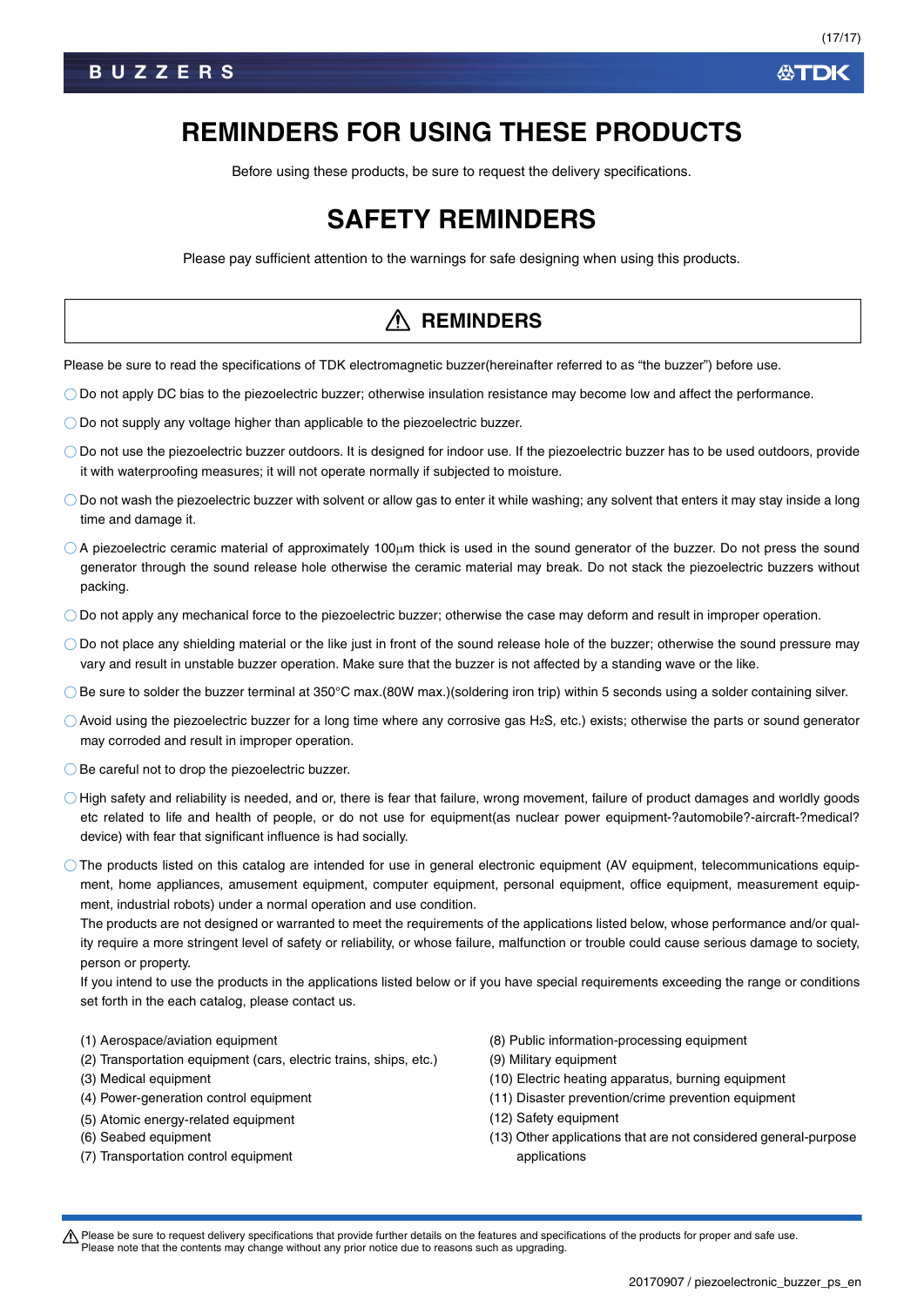# REMINDERS FOR USING THESE PRODUCTS

Before using these products, be sure to request the delivery specifications.

# SAFETY REMINDERS

Please pay sufficient attention to the warnings for safe designing when using this products.

## ⚠ REMINDERS

Please be sure to read the specifications of TDK electromagnetic buzzer(hereinafter referred to as “the buzzer”) before use.

- Do not apply DC bias to the piezoelectric buzzer; otherwise insulation resistance may become low and affect the performance.
- Do not supply any voltage higher than applicable to the piezoelectric buzzer.
- Do not use the piezoelectric buzzer outdoors. It is designed for indoor use. If the piezoelectric buzzer has to be used outdoors, provide it with waterproofing measures; it will not operate normally if subjected to moisture.
- Do not wash the piezoelectric buzzer with solvent or allow gas to enter it while washing; any solvent that enters it may stay inside a long time and damage it.
- A piezoelectric ceramic material of approximately 100μm thick is used in the sound generator of the buzzer. Do not press the sound generator through the sound release hole otherwise the ceramic material may break. Do not stack the piezoelectric buzzers without packing.
- Do not apply any mechanical force to the piezoelectric buzzer; otherwise the case may deform and result in improper operation.
- Do not place any shielding material or the like just in front of the sound release hole of the buzzer; otherwise the sound pressure may vary and result in unstable buzzer operation. Make sure that the buzzer is not affected by a standing wave or the like.
- Be sure to solder the buzzer terminal at 350°C max.(80W max.)(soldering iron trip) within 5 seconds using a solder containing silver.
- Avoid using the piezoelectric buzzer for a long time where any corrosive gas ($H_2S$, etc.) exists; otherwise the parts or sound generator may corroded and result in improper operation.
- Be careful not to drop the piezoelectric buzzer.
- High safety and reliability is needed, and or, there is fear that failure, wrong movement, failure of product damages and worldly goods etc related to life and health of people, or do not use for equipment(as nuclear power equipment-?automobile?-aircraft-?medical?device) with fear that significant influence is had socially.
- The products listed on this catalog are intended for use in general electronic equipment (AV equipment, telecommunications equipment, home appliances, amusement equipment, computer equipment, personal equipment, office equipment, measurement equipment, industrial robots) under a normal operation and use condition.
  The products are not designed or warranted to meet the requirements of the applications listed below, whose performance and/or quality require a more stringent level of safety or reliability, or whose failure, malfunction or trouble could cause serious damage to society, person or property.
  If you intend to use the products in the applications listed below or if you have special requirements exceeding the range or conditions set forth in the each catalog, please contact us.

  (1) Aerospace/aviation equipment
  (2) Transportation equipment (cars, electric trains, ships, etc.)
  (3) Medical equipment
  (4) Power-generation control equipment
  (5) Atomic energy-related equipment
  (6) Seabed equipment
  (7) Transportation control equipment
  (8) Public information-processing equipment
  (9) Military equipment
  (10) Electric heating apparatus, burning equipment
  (11) Disaster prevention/crime prevention equipment
  (12) Safety equipment
  (13) Other applications that are not considered general-purpose applications

⚠ Please be sure to request delivery specifications that provide further details on the features and specifications of the products for proper and safe use.
Please note that the contents may change without any prior notice due to reasons such as upgrading.

20170907 / piezoelectronic_buzzer_ps_en